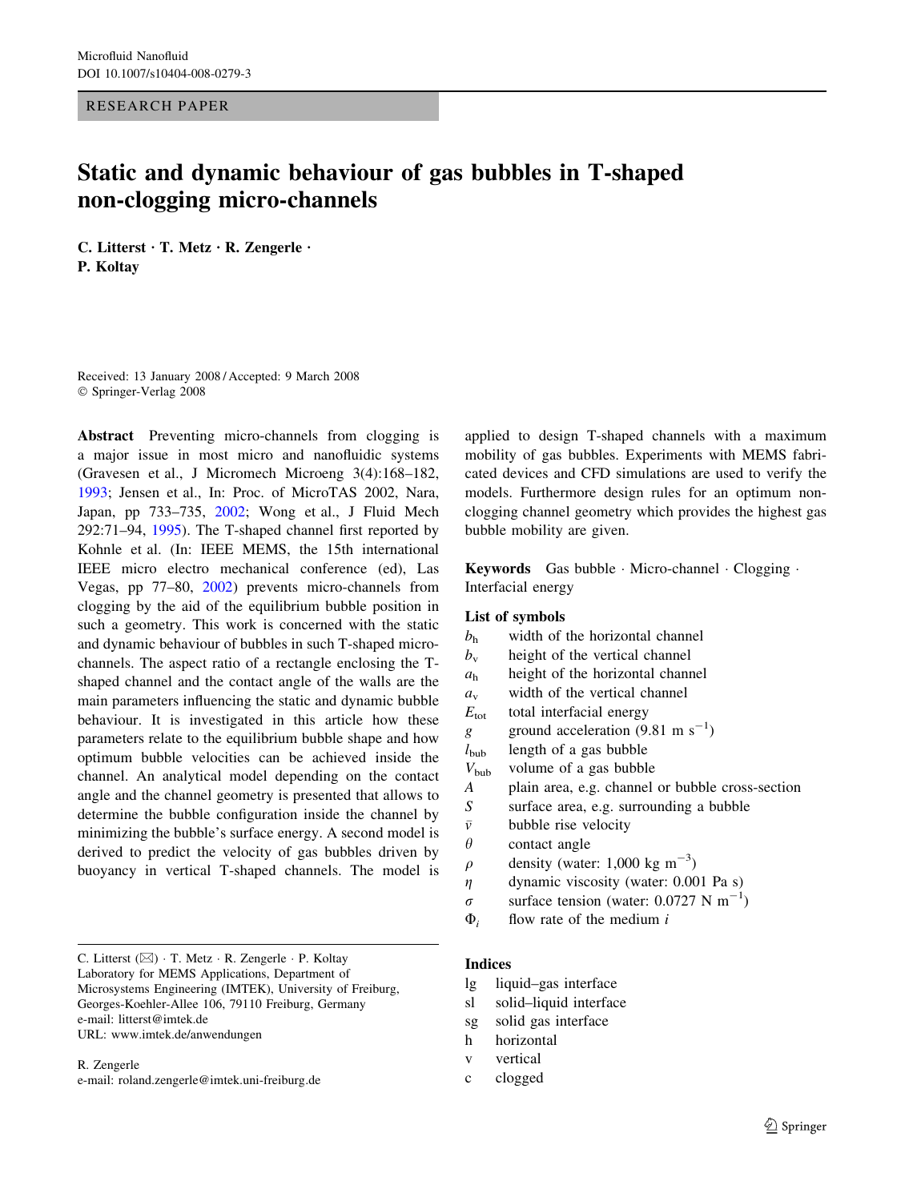Microfluid Nanofluid
DOI 10.1007/s10404-008-0279-3

RESEARCH PAPER

# Static and dynamic behaviour of gas bubbles in T-shaped non-clogging micro-channels

**C. Litterst · T. Metz · R. Zengerle · P. Koltay**

Received: 13 January 2008 / Accepted: 9 March 2008
© Springer-Verlag 2008

**Abstract** Preventing micro-channels from clogging is a major issue in most micro and nanofluidic systems (Gravesen et al., J Micromech Microeng 3(4):168–182, 1993; Jensen et al., In: Proc. of MicroTAS 2002, Nara, Japan, pp 733–735, 2002; Wong et al., J Fluid Mech 292:71–94, 1995). The T-shaped channel first reported by Kohnle et al. (In: IEEE MEMS, the 15th international IEEE micro electro mechanical conference (ed), Las Vegas, pp 77–80, 2002) prevents micro-channels from clogging by the aid of the equilibrium bubble position in such a geometry. This work is concerned with the static and dynamic behaviour of bubbles in such T-shaped micro-channels. The aspect ratio of a rectangle enclosing the T-shaped channel and the contact angle of the walls are the main parameters influencing the static and dynamic bubble behaviour. It is investigated in this article how these parameters relate to the equilibrium bubble shape and how optimum bubble velocities can be achieved inside the channel. An analytical model depending on the contact angle and the channel geometry is presented that allows to determine the bubble configuration inside the channel by minimizing the bubble's surface energy. A second model is derived to predict the velocity of gas bubbles driven by buoyancy in vertical T-shaped channels. The model is applied to design T-shaped channels with a maximum mobility of gas bubbles. Experiments with MEMS fabricated devices and CFD simulations are used to verify the models. Furthermore design rules for an optimum non-clogging channel geometry which provides the highest gas bubble mobility are given.

**Keywords** Gas bubble · Micro-channel · Clogging · Interfacial energy

**List of symbols**

| | |
|---|---|
| $b_h$ | width of the horizontal channel |
| $b_v$ | height of the vertical channel |
| $a_h$ | height of the horizontal channel |
| $a_v$ | width of the vertical channel |
| $E_{tot}$ | total interfacial energy |
| $g$ | ground acceleration (9.81 m s$^{-1}$) |
| $l_{bub}$ | length of a gas bubble |
| $V_{bub}$ | volume of a gas bubble |
| $A$ | plain area, e.g. channel or bubble cross-section |
| $S$ | surface area, e.g. surrounding a bubble |
| $\bar{v}$ | bubble rise velocity |
| $\theta$ | contact angle |
| $\rho$ | density (water: 1,000 kg m$^{-3}$) |
| $\eta$ | dynamic viscosity (water: 0.001 Pa s) |
| $\sigma$ | surface tension (water: 0.0727 N m$^{-1}$) |
| $\Phi_i$ | flow rate of the medium $i$ |

**Indices**

| | |
|---|---|
| lg | liquid–gas interface |
| sl | solid–liquid interface |
| sg | solid gas interface |
| h | horizontal |
| v | vertical |
| c | clogged |

C. Litterst (✉) · T. Metz · R. Zengerle · P. Koltay
Laboratory for MEMS Applications, Department of Microsystems Engineering (IMTEK), University of Freiburg, Georges-Koehler-Allee 106, 79110 Freiburg, Germany
e-mail: litterst@imtek.de
URL: www.imtek.de/anwendungen

R. Zengerle
e-mail: roland.zengerle@imtek.uni-freiburg.de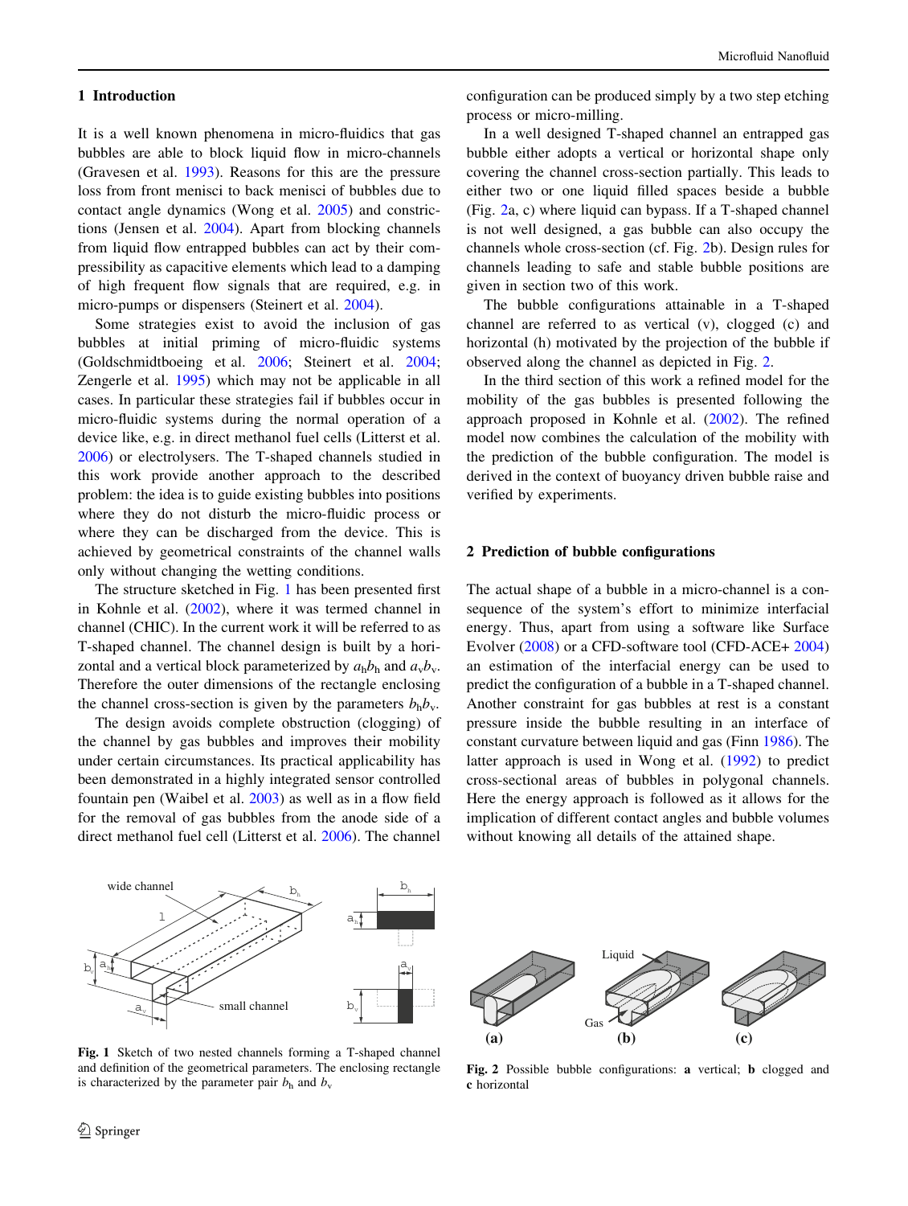## 1 Introduction

It is a well known phenomena in micro-fluidics that gas bubbles are able to block liquid flow in micro-channels (Gravesen et al. 1993). Reasons for this are the pressure loss from front menisci to back menisci of bubbles due to contact angle dynamics (Wong et al. 2005) and constrictions (Jensen et al. 2004). Apart from blocking channels from liquid flow entrapped bubbles can act by their compressibility as capacitive elements which lead to a damping of high frequent flow signals that are required, e.g. in micro-pumps or dispensers (Steinert et al. 2004).

Some strategies exist to avoid the inclusion of gas bubbles at initial priming of micro-fluidic systems (Goldschmidtboeing et al. 2006; Steinert et al. 2004; Zengerle et al. 1995) which may not be applicable in all cases. In particular these strategies fail if bubbles occur in micro-fluidic systems during the normal operation of a device like, e.g. in direct methanol fuel cells (Litterst et al. 2006) or electrolysers. The T-shaped channels studied in this work provide another approach to the described problem: the idea is to guide existing bubbles into positions where they do not disturb the micro-fluidic process or where they can be discharged from the device. This is achieved by geometrical constraints of the channel walls only without changing the wetting conditions.

The structure sketched in Fig. 1 has been presented first in Kohnle et al. (2002), where it was termed channel in channel (CHIC). In the current work it will be referred to as T-shaped channel. The channel design is built by a horizontal and a vertical block parameterized by $a_h b_h$ and $a_v b_v$. Therefore the outer dimensions of the rectangle enclosing the channel cross-section is given by the parameters $b_h b_v$.

The design avoids complete obstruction (clogging) of the channel by gas bubbles and improves their mobility under certain circumstances. Its practical applicability has been demonstrated in a highly integrated sensor controlled fountain pen (Waibel et al. 2003) as well as in a flow field for the removal of gas bubbles from the anode side of a direct methanol fuel cell (Litterst et al. 2006). The channel configuration can be produced simply by a two step etching process or micro-milling.

In a well designed T-shaped channel an entrapped gas bubble either adopts a vertical or horizontal shape only covering the channel cross-section partially. This leads to either two or one liquid filled spaces beside a bubble (Fig. 2a, c) where liquid can bypass. If a T-shaped channel is not well designed, a gas bubble can also occupy the channels whole cross-section (cf. Fig. 2b). Design rules for channels leading to safe and stable bubble positions are given in section two of this work.

The bubble configurations attainable in a T-shaped channel are referred to as vertical (v), clogged (c) and horizontal (h) motivated by the projection of the bubble if observed along the channel as depicted in Fig. 2.

In the third section of this work a refined model for the mobility of the gas bubbles is presented following the approach proposed in Kohnle et al. (2002). The refined model now combines the calculation of the mobility with the prediction of the bubble configuration. The model is derived in the context of buoyancy driven bubble raise and verified by experiments.

## 2 Prediction of bubble configurations

The actual shape of a bubble in a micro-channel is a consequence of the system's effort to minimize interfacial energy. Thus, apart from using a software like Surface Evolver (2008) or a CFD-software tool (CFD-ACE+ 2004) an estimation of the interfacial energy can be used to predict the configuration of a bubble in a T-shaped channel. Another constraint for gas bubbles at rest is a constant pressure inside the bubble resulting in an interface of constant curvature between liquid and gas (Finn 1986). The latter approach is used in Wong et al. (1992) to predict cross-sectional areas of bubbles in polygonal channels. Here the energy approach is followed as it allows for the implication of different contact angles and bubble volumes without knowing all details of the attained shape.

**Fig. 1** Sketch of two nested channels forming a T-shaped channel and definition of the geometrical parameters. The enclosing rectangle is characterized by the parameter pair $b_h$ and $b_v$

**Fig. 2** Possible bubble configurations: **a** vertical; **b** clogged and **c** horizontal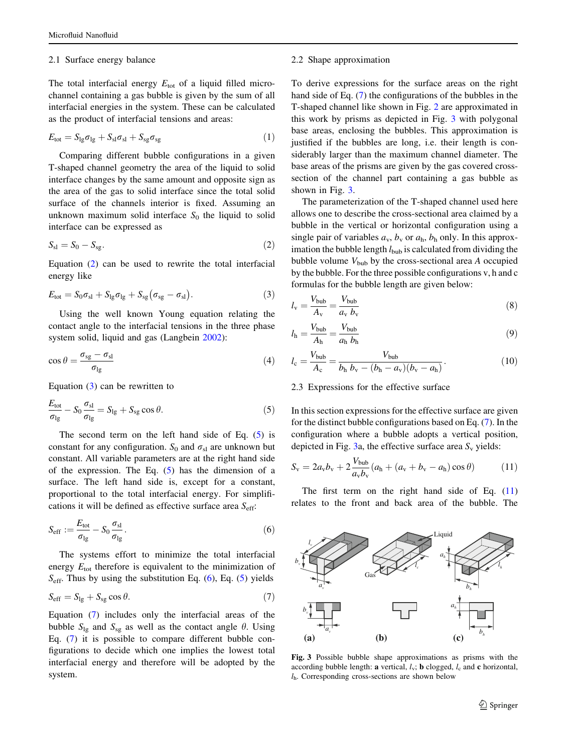### 2.1 Surface energy balance

The total interfacial energy $E_{tot}$ of a liquid filled microchannel containing a gas bubble is given by the sum of all interfacial energies in the system. These can be calculated as the product of interfacial tensions and areas:

$$E_{tot} = S_{lg}\sigma_{lg} + S_{sl}\sigma_{sl} + S_{sg}\sigma_{sg} \tag{1}$$

Comparing different bubble configurations in a given T-shaped channel geometry the area of the liquid to solid interface changes by the same amount and opposite sign as the area of the gas to solid interface since the total solid surface of the channels interior is fixed. Assuming an unknown maximum solid interface $S_0$ the liquid to solid interface can be expressed as

$$S_{sl} = S_0 - S_{sg}. \tag{2}$$

Equation (2) can be used to rewrite the total interfacial energy like

$$E_{tot} = S_0\sigma_{sl} + S_{lg}\sigma_{lg} + S_{sg}\left(\sigma_{sg} - \sigma_{sl}\right). \tag{3}$$

Using the well known Young equation relating the contact angle to the interfacial tensions in the three phase system solid, liquid and gas (Langbein 2002):

$$\cos\theta = \frac{\sigma_{sg} - \sigma_{sl}}{\sigma_{lg}} \tag{4}$$

Equation (3) can be rewritten to

$$\frac{E_{tot}}{\sigma_{lg}} - S_0\frac{\sigma_{sl}}{\sigma_{lg}} = S_{lg} + S_{sg}\cos\theta. \tag{5}$$

The second term on the left hand side of Eq. (5) is constant for any configuration. $S_0$ and $\sigma_{sl}$ are unknown but constant. All variable parameters are at the right hand side of the expression. The Eq. (5) has the dimension of a surface. The left hand side is, except for a constant, proportional to the total interfacial energy. For simplifications it will be defined as effective surface area $S_{eff}$:

$$S_{eff} := \frac{E_{tot}}{\sigma_{lg}} - S_0\frac{\sigma_{sl}}{\sigma_{lg}}. \tag{6}$$

The systems effort to minimize the total interfacial energy $E_{tot}$ therefore is equivalent to the minimization of $S_{eff}$. Thus by using the substitution Eq. (6), Eq. (5) yields

$$S_{eff} = S_{lg} + S_{sg}\cos\theta. \tag{7}$$

Equation (7) includes only the interfacial areas of the bubble $S_{lg}$ and $S_{sg}$ as well as the contact angle $\theta$. Using Eq. (7) it is possible to compare different bubble configurations to decide which one implies the lowest total interfacial energy and therefore will be adopted by the system.

### 2.2 Shape approximation

To derive expressions for the surface areas on the right hand side of Eq. (7) the configurations of the bubbles in the T-shaped channel like shown in Fig. 2 are approximated in this work by prisms as depicted in Fig. 3 with polygonal base areas, enclosing the bubbles. This approximation is justified if the bubbles are long, i.e. their length is considerably larger than the maximum channel diameter. The base areas of the prisms are given by the gas covered cross-section of the channel part containing a gas bubble as shown in Fig. 3.

The parameterization of the T-shaped channel used here allows one to describe the cross-sectional area claimed by a bubble in the vertical or horizontal configuration using a single pair of variables $a_v$, $b_v$ or $a_h$, $b_h$ only. In this approximation the bubble length $l_{bub}$ is calculated from dividing the bubble volume $V_{bub}$ by the cross-sectional area $A$ occupied by the bubble. For the three possible configurations v, h and c formulas for the bubble length are given below:

$$l_v = \frac{V_{bub}}{A_v} = \frac{V_{bub}}{a_v\, b_v} \tag{8}$$

$$l_h = \frac{V_{bub}}{A_h} = \frac{V_{bub}}{a_h\, b_h} \tag{9}$$

$$l_c = \frac{V_{bub}}{A_c} = \frac{V_{bub}}{b_h\, b_v - (b_h - a_v)(b_v - a_h)}. \tag{10}$$

### 2.3 Expressions for the effective surface

In this section expressions for the effective surface are given for the distinct bubble configurations based on Eq. (7). In the configuration where a bubble adopts a vertical position, depicted in Fig. 3a, the effective surface area $S_v$ yields:

$$S_v = 2a_v b_v + 2\frac{V_{bub}}{a_v b_v}\left(a_h + (a_v + b_v - a_h)\cos\theta\right) \tag{11}$$

The first term on the right hand side of Eq. (11) relates to the front and back area of the bubble. The

**Fig. 3** Possible bubble shape approximations as prisms with the according bubble length: **a** vertical, $l_v$; **b** clogged, $l_c$ and **c** horizontal, $l_h$. Corresponding cross-sections are shown below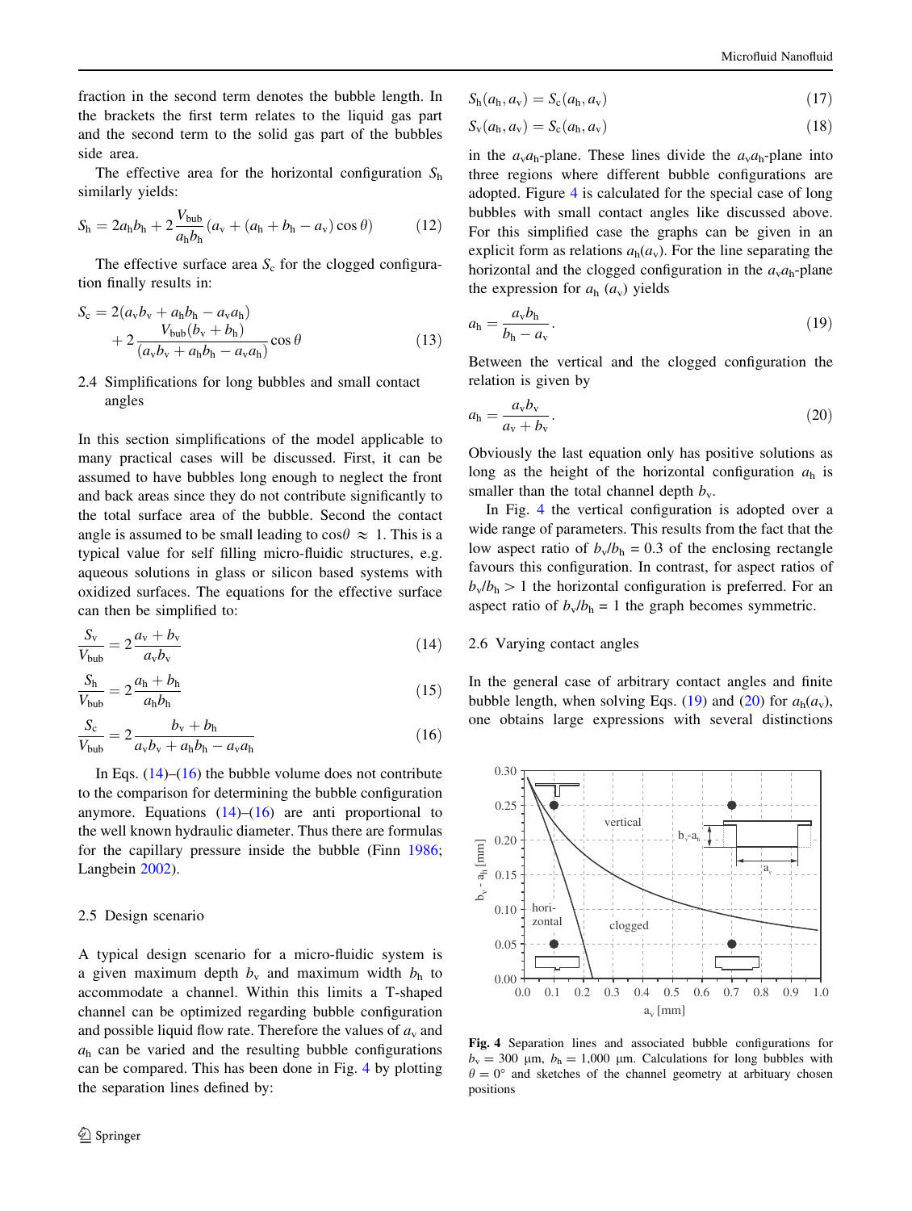fraction in the second term denotes the bubble length. In the brackets the first term relates to the liquid gas part and the second term to the solid gas part of the bubbles side area.

The effective area for the horizontal configuration $S_h$ similarly yields:

$$S_h = 2a_h b_h + 2\frac{V_{bub}}{a_h b_h}(a_v + (a_h + b_h - a_v)\cos\theta) \tag{12}$$

The effective surface area $S_c$ for the clogged configuration finally results in:

$$S_c = 2(a_v b_v + a_h b_h - a_v a_h) + 2\frac{V_{bub}(b_v + b_h)}{(a_v b_v + a_h b_h - a_v a_h)}\cos\theta \tag{13}$$

### 2.4 Simplifications for long bubbles and small contact angles

In this section simplifications of the model applicable to many practical cases will be discussed. First, it can be assumed to have bubbles long enough to neglect the front and back areas since they do not contribute significantly to the total surface area of the bubble. Second the contact angle is assumed to be small leading to $\cos\theta \approx 1$. This is a typical value for self filling micro-fluidic structures, e.g. aqueous solutions in glass or silicon based systems with oxidized surfaces. The equations for the effective surface can then be simplified to:

$$\frac{S_v}{V_{bub}} = 2\frac{a_v + b_v}{a_v b_v} \tag{14}$$

$$\frac{S_h}{V_{bub}} = 2\frac{a_h + b_h}{a_h b_h} \tag{15}$$

$$\frac{S_c}{V_{bub}} = 2\frac{b_v + b_h}{a_v b_v + a_h b_h - a_v a_h} \tag{16}$$

In Eqs. (14)–(16) the bubble volume does not contribute to the comparison for determining the bubble configuration anymore. Equations (14)–(16) are anti proportional to the well known hydraulic diameter. Thus there are formulas for the capillary pressure inside the bubble (Finn 1986; Langbein 2002).

### 2.5 Design scenario

A typical design scenario for a micro-fluidic system is a given maximum depth $b_v$ and maximum width $b_h$ to accommodate a channel. Within this limits a T-shaped channel can be optimized regarding bubble configuration and possible liquid flow rate. Therefore the values of $a_v$ and $a_h$ can be varied and the resulting bubble configurations can be compared. This has been done in Fig. 4 by plotting the separation lines defined by:

$$S_h(a_h, a_v) = S_c(a_h, a_v) \tag{17}$$

$$S_v(a_h, a_v) = S_c(a_h, a_v) \tag{18}$$

in the $a_v a_h$-plane. These lines divide the $a_v a_h$-plane into three regions where different bubble configurations are adopted. Figure 4 is calculated for the special case of long bubbles with small contact angles like discussed above. For this simplified case the graphs can be given in an explicit form as relations $a_h(a_v)$. For the line separating the horizontal and the clogged configuration in the $a_v a_h$-plane the expression for $a_h$ ($a_v$) yields

$$a_h = \frac{a_v b_h}{b_h - a_v}. \tag{19}$$

Between the vertical and the clogged configuration the relation is given by

$$a_h = \frac{a_v b_v}{a_v + b_v}. \tag{20}$$

Obviously the last equation only has positive solutions as long as the height of the horizontal configuration $a_h$ is smaller than the total channel depth $b_v$.

In Fig. 4 the vertical configuration is adopted over a wide range of parameters. This results from the fact that the low aspect ratio of $b_v/b_h = 0.3$ of the enclosing rectangle favours this configuration. In contrast, for aspect ratios of $b_v/b_h > 1$ the horizontal configuration is preferred. For an aspect ratio of $b_v/b_h = 1$ the graph becomes symmetric.

### 2.6 Varying contact angles

In the general case of arbitrary contact angles and finite bubble length, when solving Eqs. (19) and (20) for $a_h(a_v)$, one obtains large expressions with several distinctions

**Fig. 4** Separation lines and associated bubble configurations for $b_v = 300$ µm, $b_h = 1{,}000$ µm. Calculations for long bubbles with $\theta = 0°$ and sketches of the channel geometry at arbituary chosen positions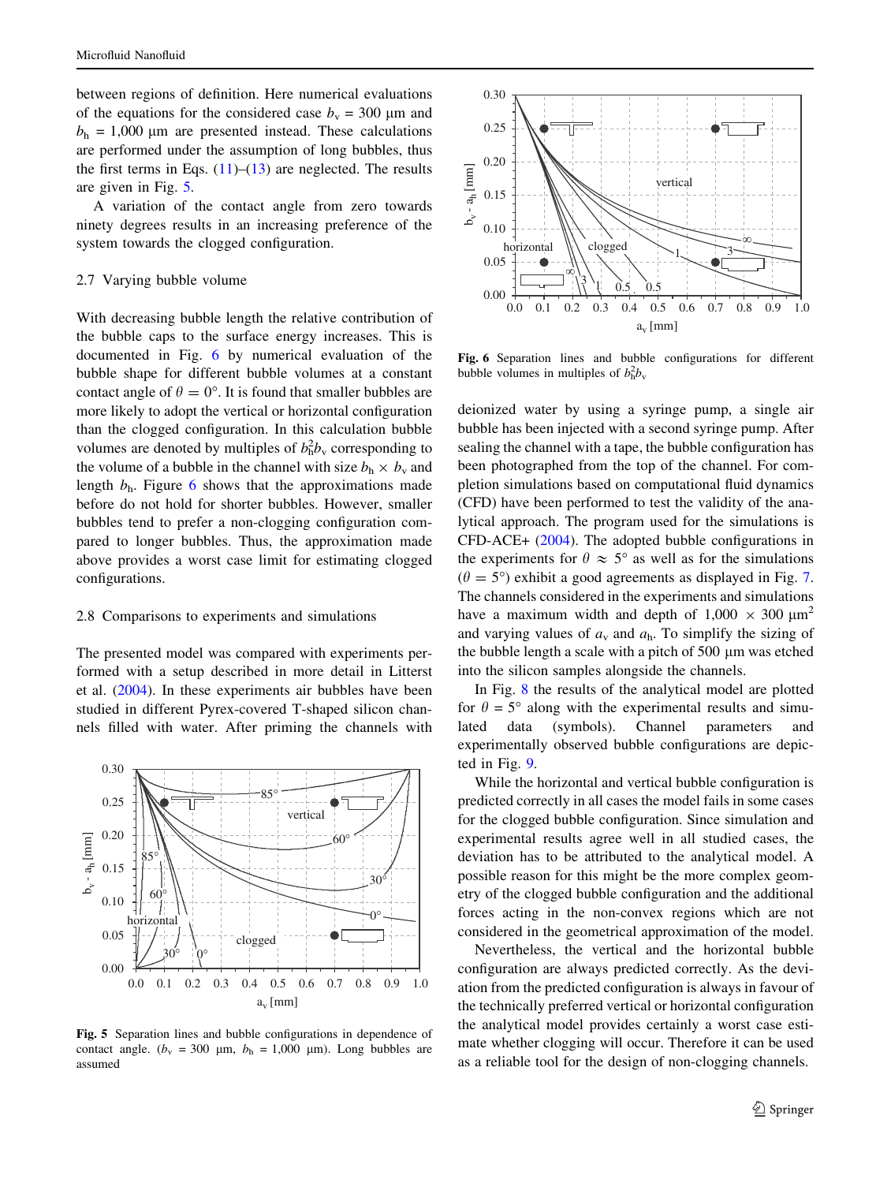between regions of definition. Here numerical evaluations of the equations for the considered case $b_v$ = 300 μm and $b_h$ = 1,000 μm are presented instead. These calculations are performed under the assumption of long bubbles, thus the first terms in Eqs. (11)–(13) are neglected. The results are given in Fig. 5.

A variation of the contact angle from zero towards ninety degrees results in an increasing preference of the system towards the clogged configuration.

### 2.7 Varying bubble volume

With decreasing bubble length the relative contribution of the bubble caps to the surface energy increases. This is documented in Fig. 6 by numerical evaluation of the bubble shape for different bubble volumes at a constant contact angle of $\theta = 0°$. It is found that smaller bubbles are more likely to adopt the vertical or horizontal configuration than the clogged configuration. In this calculation bubble volumes are denoted by multiples of $b_h^2 b_v$ corresponding to the volume of a bubble in the channel with size $b_h \times b_v$ and length $b_h$. Figure 6 shows that the approximations made before do not hold for shorter bubbles. However, smaller bubbles tend to prefer a non-clogging configuration compared to longer bubbles. Thus, the approximation made above provides a worst case limit for estimating clogged configurations.

### 2.8 Comparisons to experiments and simulations

The presented model was compared with experiments performed with a setup described in more detail in Litterst et al. (2004). In these experiments air bubbles have been studied in different Pyrex-covered T-shaped silicon channels filled with water. After priming the channels with deionized water by using a syringe pump, a single air bubble has been injected with a second syringe pump. After sealing the channel with a tape, the bubble configuration has been photographed from the top of the channel. For completion simulations based on computational fluid dynamics (CFD) have been performed to test the validity of the analytical approach. The program used for the simulations is CFD-ACE+ (2004). The adopted bubble configurations in the experiments for $\theta \approx 5°$ as well as for the simulations ($\theta = 5°$) exhibit a good agreements as displayed in Fig. 7. The channels considered in the experiments and simulations have a maximum width and depth of 1,000 × 300 μm$^2$ and varying values of $a_v$ and $a_h$. To simplify the sizing of the bubble length a scale with a pitch of 500 μm was etched into the silicon samples alongside the channels.

Fig. 5 Separation lines and bubble configurations in dependence of contact angle. ($b_v$ = 300 μm, $b_h$ = 1,000 μm). Long bubbles are assumed

Fig. 6 Separation lines and bubble configurations for different bubble volumes in multiples of $b_h^2 b_v$

In Fig. 8 the results of the analytical model are plotted for $\theta = 5°$ along with the experimental results and simulated data (symbols). Channel parameters and experimentally observed bubble configurations are depicted in Fig. 9.

While the horizontal and vertical bubble configuration is predicted correctly in all cases the model fails in some cases for the clogged bubble configuration. Since simulation and experimental results agree well in all studied cases, the deviation has to be attributed to the analytical model. A possible reason for this might be the more complex geometry of the clogged bubble configuration and the additional forces acting in the non-convex regions which are not considered in the geometrical approximation of the model.

Nevertheless, the vertical and the horizontal bubble configuration are always predicted correctly. As the deviation from the predicted configuration is always in favour of the technically preferred vertical or horizontal configuration the analytical model provides certainly a worst case estimate whether clogging will occur. Therefore it can be used as a reliable tool for the design of non-clogging channels.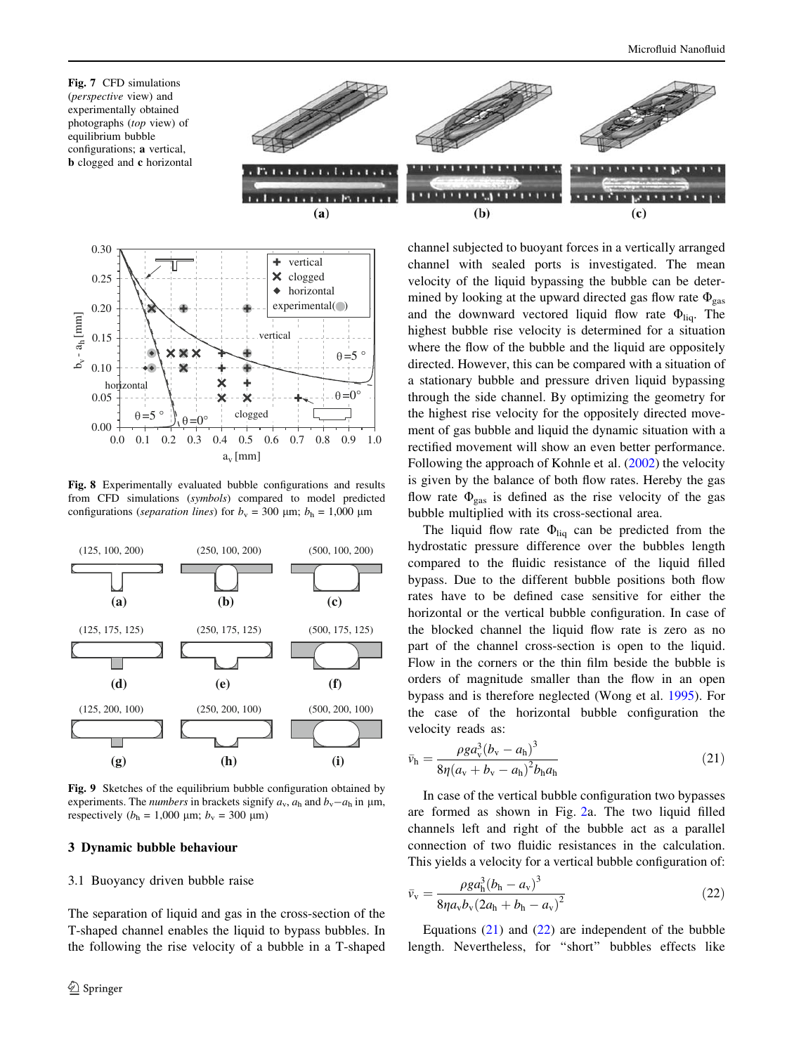Fig. 7 CFD simulations (*perspective* view) and experimentally obtained photographs (*top* view) of equilibrium bubble configurations; **a** vertical, **b** clogged and **c** horizontal

**Fig. 8** Experimentally evaluated bubble configurations and results from CFD simulations (*symbols*) compared to model predicted configurations (*separation lines*) for $b_v$ = 300 μm; $b_h$ = 1,000 μm

**Fig. 9** Sketches of the equilibrium bubble configuration obtained by experiments. The *numbers* in brackets signify $a_v$, $a_h$ and $b_v - a_h$ in μm, respectively ($b_h$ = 1,000 μm; $b_v$ = 300 μm)

## 3 Dynamic bubble behaviour

### 3.1 Buoyancy driven bubble raise

The separation of liquid and gas in the cross-section of the T-shaped channel enables the liquid to bypass bubbles. In the following the rise velocity of a bubble in a T-shaped channel subjected to buoyant forces in a vertically arranged channel with sealed ports is investigated. The mean velocity of the liquid bypassing the bubble can be determined by looking at the upward directed gas flow rate $\Phi_{gas}$ and the downward vectored liquid flow rate $\Phi_{liq}$. The highest bubble rise velocity is determined for a situation where the flow of the bubble and the liquid are oppositely directed. However, this can be compared with a situation of a stationary bubble and pressure driven liquid bypassing through the side channel. By optimizing the geometry for the highest rise velocity for the oppositely directed movement of gas bubble and liquid the dynamic situation with a rectified movement will show an even better performance. Following the approach of Kohnle et al. (2002) the velocity is given by the balance of both flow rates. Hereby the gas flow rate $\Phi_{gas}$ is defined as the rise velocity of the gas bubble multiplied with its cross-sectional area.

The liquid flow rate $\Phi_{liq}$ can be predicted from the hydrostatic pressure difference over the bubbles length compared to the fluidic resistance of the liquid filled bypass. Due to the different bubble positions both flow rates have to be defined case sensitive for either the horizontal or the vertical bubble configuration. In case of the blocked channel the liquid flow rate is zero as no part of the channel cross-section is open to the liquid. Flow in the corners or the thin film beside the bubble is orders of magnitude smaller than the flow in an open bypass and is therefore neglected (Wong et al. 1995). For the case of the horizontal bubble configuration the velocity reads as:

$$\bar{v}_h = \frac{\rho g a_v^3 (b_v - a_h)^3}{8\eta (a_v + b_v - a_h)^2 b_h a_h} \tag{21}$$

In case of the vertical bubble configuration two bypasses are formed as shown in Fig. 2a. The two liquid filled channels left and right of the bubble act as a parallel connection of two fluidic resistances in the calculation. This yields a velocity for a vertical bubble configuration of:

$$\bar{v}_v = \frac{\rho g a_h^3 (b_h - a_v)^3}{8\eta a_v b_v (2a_h + b_h - a_v)^2} \tag{22}$$

Equations (21) and (22) are independent of the bubble length. Nevertheless, for "short" bubbles effects like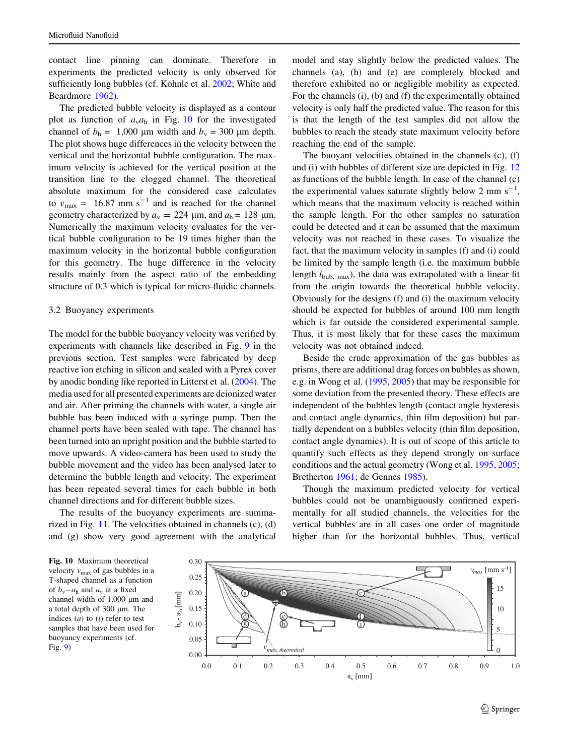contact line pinning can dominate. Therefore in experiments the predicted velocity is only observed for sufficiently long bubbles (cf. Kohnle et al. 2002; White and Beardmore 1962).

The predicted bubble velocity is displayed as a contour plot as function of $a_v a_h$ in Fig. 10 for the investigated channel of $b_h$ = 1,000 μm width and $b_v$ = 300 μm depth. The plot shows huge differences in the velocity between the vertical and the horizontal bubble configuration. The maximum velocity is achieved for the vertical position at the transition line to the clogged channel. The theoretical absolute maximum for the considered case calculates to $v_{max}$ = 16.87 mm s$^{-1}$ and is reached for the channel geometry characterized by $a_v$ = 224 μm, and $a_h$ = 128 μm. Numerically the maximum velocity evaluates for the vertical bubble configuration to be 19 times higher than the maximum velocity in the horizontal bubble configuration for this geometry. The huge difference in the velocity results mainly from the aspect ratio of the embedding structure of 0.3 which is typical for micro-fluidic channels.

### 3.2 Buoyancy experiments

The model for the bubble buoyancy velocity was verified by experiments with channels like described in Fig. 9 in the previous section. Test samples were fabricated by deep reactive ion etching in silicon and sealed with a Pyrex cover by anodic bonding like reported in Litterst et al. (2004). The media used for all presented experiments are deionized water and air. After priming the channels with water, a single air bubble has been induced with a syringe pump. Then the channel ports have been sealed with tape. The channel has been turned into an upright position and the bubble started to move upwards. A video-camera has been used to study the bubble movement and the video has been analysed later to determine the bubble length and velocity. The experiment has been repeated several times for each bubble in both channel directions and for different bubble sizes.

The results of the buoyancy experiments are summarized in Fig. 11. The velocities obtained in channels (c), (d) and (g) show very good agreement with the analytical model and stay slightly below the predicted values. The channels (a), (h) and (e) are completely blocked and therefore exhibited no or negligible mobility as expected. For the channels (i), (b) and (f) the experimentally obtained velocity is only half the predicted value. The reason for this is that the length of the test samples did not allow the bubbles to reach the steady state maximum velocity before reaching the end of the sample.

The buoyant velocities obtained in the channels (c), (f) and (i) with bubbles of different size are depicted in Fig. 12 as functions of the bubble length. In case of the channel (c) the experimental values saturate slightly below 2 mm s$^{-1}$, which means that the maximum velocity is reached within the sample length. For the other samples no saturation could be detected and it can be assumed that the maximum velocity was not reached in these cases. To visualize the fact, that the maximum velocity in samples (f) and (i) could be limited by the sample length (i.e. the maximum bubble length $l_{bub,\ max}$), the data was extrapolated with a linear fit from the origin towards the theoretical bubble velocity. Obviously for the designs (f) and (i) the maximum velocity should be expected for bubbles of around 100 mm length which is far outside the considered experimental sample. Thus, it is most likely that for these cases the maximum velocity was not obtained indeed.

Beside the crude approximation of the gas bubbles as prisms, there are additional drag forces on bubbles as shown, e.g. in Wong et al. (1995, 2005) that may be responsible for some deviation from the presented theory. These effects are independent of the bubbles length (contact angle hysteresis and contact angle dynamics, thin film deposition) but partially dependent on a bubbles velocity (thin film deposition, contact angle dynamics). It is out of scope of this article to quantify such effects as they depend strongly on surface conditions and the actual geometry (Wong et al. 1995, 2005; Bretherton 1961; de Gennes 1985).

Though the maximum predicted velocity for vertical bubbles could not be unambiguously confirmed experimentally for all studied channels, the velocities for the vertical bubbles are in all cases one order of magnitude higher than for the horizontal bubbles. Thus, vertical

**Fig. 10** Maximum theoretical velocity $v_{max}$ of gas bubbles in a T-shaped channel as a function of $b_v - a_h$ and $a_v$ at a fixed channel width of 1,000 μm and a total depth of 300 μm. The indices (a) to (i) refer to test samples that have been used for buoyancy experiments (cf. Fig. 9)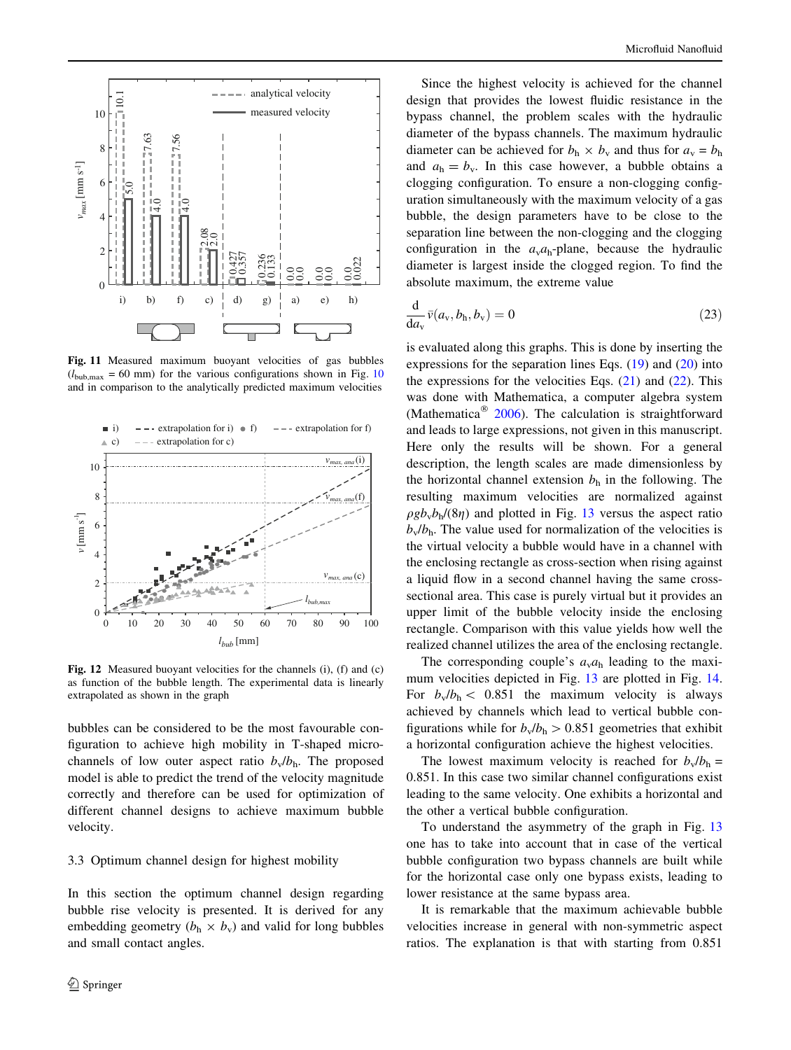Fig. 11 Measured maximum buoyant velocities of gas bubbles ($l_{bub,max}$ = 60 mm) for the various configurations shown in Fig. 10 and in comparison to the analytically predicted maximum velocities

Fig. 12 Measured buoyant velocities for the channels (i), (f) and (c) as function of the bubble length. The experimental data is linearly extrapolated as shown in the graph

bubbles can be considered to be the most favourable configuration to achieve high mobility in T-shaped microchannels of low outer aspect ratio $b_v/b_h$. The proposed model is able to predict the trend of the velocity magnitude correctly and therefore can be used for optimization of different channel designs to achieve maximum bubble velocity.

### 3.3 Optimum channel design for highest mobility

In this section the optimum channel design regarding bubble rise velocity is presented. It is derived for any embedding geometry ($b_h \times b_v$) and valid for long bubbles and small contact angles.

Since the highest velocity is achieved for the channel design that provides the lowest fluidic resistance in the bypass channel, the problem scales with the hydraulic diameter of the bypass channels. The maximum hydraulic diameter can be achieved for $b_h \times b_v$ and thus for $a_v = b_h$ and $a_h = b_v$. In this case however, a bubble obtains a clogging configuration. To ensure a non-clogging configuration simultaneously with the maximum velocity of a gas bubble, the design parameters have to be close to the separation line between the non-clogging and the clogging configuration in the $a_v a_h$-plane, because the hydraulic diameter is largest inside the clogged region. To find the absolute maximum, the extreme value

$$\frac{\mathrm{d}}{\mathrm{d}a_v}\bar{v}(a_v, b_h, b_v) = 0 \qquad (23)$$

is evaluated along this graphs. This is done by inserting the expressions for the separation lines Eqs. (19) and (20) into the expressions for the velocities Eqs. (21) and (22). This was done with Mathematica, a computer algebra system (Mathematica® 2006). The calculation is straightforward and leads to large expressions, not given in this manuscript. Here only the results will be shown. For a general description, the length scales are made dimensionless by the horizontal channel extension $b_h$ in the following. The resulting maximum velocities are normalized against $\rho g b_v b_h/(8\eta)$ and plotted in Fig. 13 versus the aspect ratio $b_v/b_h$. The value used for normalization of the velocities is the virtual velocity a bubble would have in a channel with the enclosing rectangle as cross-section when rising against a liquid flow in a second channel having the same cross-sectional area. This case is purely virtual but it provides an upper limit of the bubble velocity inside the enclosing rectangle. Comparison with this value yields how well the realized channel utilizes the area of the enclosing rectangle.

The corresponding couple's $a_v a_h$ leading to the maximum velocities depicted in Fig. 13 are plotted in Fig. 14. For $b_v/b_h < 0.851$ the maximum velocity is always achieved by channels which lead to vertical bubble configurations while for $b_v/b_h > 0.851$ geometries that exhibit a horizontal configuration achieve the highest velocities.

The lowest maximum velocity is reached for $b_v/b_h$ = 0.851. In this case two similar channel configurations exist leading to the same velocity. One exhibits a horizontal and the other a vertical bubble configuration.

To understand the asymmetry of the graph in Fig. 13 one has to take into account that in case of the vertical bubble configuration two bypass channels are built while for the horizontal case only one bypass exists, leading to lower resistance at the same bypass area.

It is remarkable that the maximum achievable bubble velocities increase in general with non-symmetric aspect ratios. The explanation is that with starting from 0.851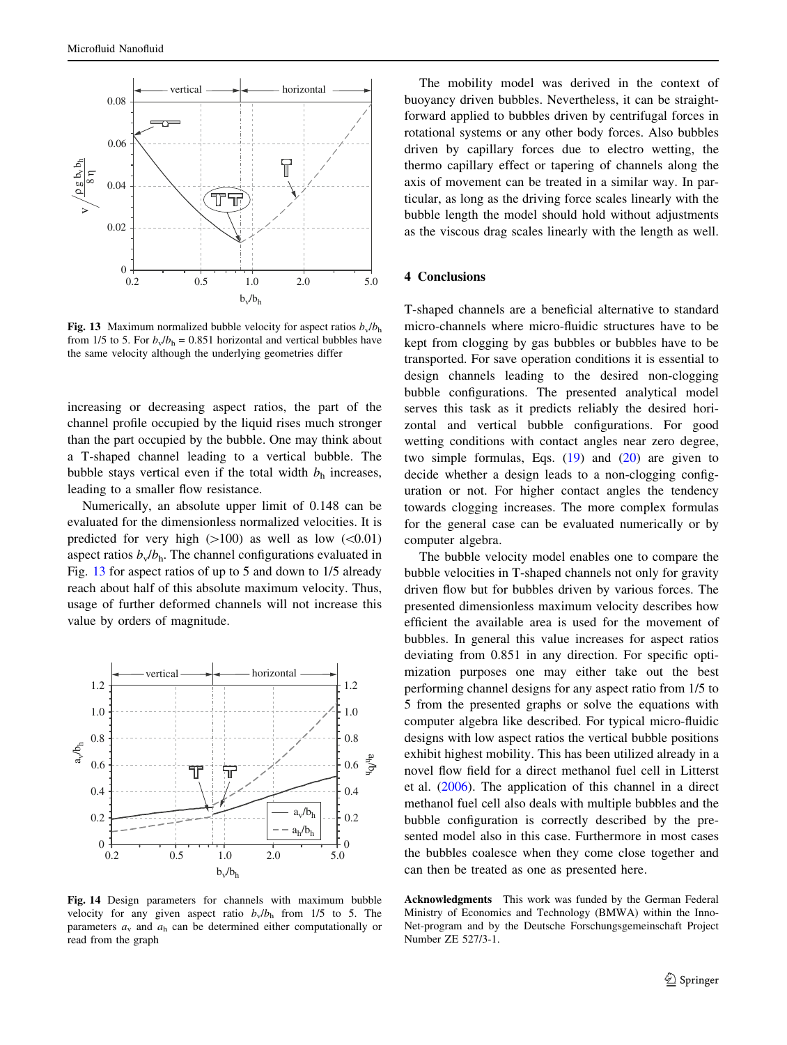Fig. 13 Maximum normalized bubble velocity for aspect ratios $b_v/b_h$ from 1/5 to 5. For $b_v/b_h = 0.851$ horizontal and vertical bubbles have the same velocity although the underlying geometries differ

increasing or decreasing aspect ratios, the part of the channel profile occupied by the liquid rises much stronger than the part occupied by the bubble. One may think about a T-shaped channel leading to a vertical bubble. The bubble stays vertical even if the total width $b_h$ increases, leading to a smaller flow resistance.

Numerically, an absolute upper limit of 0.148 can be evaluated for the dimensionless normalized velocities. It is predicted for very high (>100) as well as low (<0.01) aspect ratios $b_v/b_h$. The channel configurations evaluated in Fig. 13 for aspect ratios of up to 5 and down to 1/5 already reach about half of this absolute maximum velocity. Thus, usage of further deformed channels will not increase this value by orders of magnitude.

Fig. 14 Design parameters for channels with maximum bubble velocity for any given aspect ratio $b_v/b_h$ from 1/5 to 5. The parameters $a_v$ and $a_h$ can be determined either computationally or read from the graph

The mobility model was derived in the context of buoyancy driven bubbles. Nevertheless, it can be straightforward applied to bubbles driven by centrifugal forces in rotational systems or any other body forces. Also bubbles driven by capillary forces due to electro wetting, the thermo capillary effect or tapering of channels along the axis of movement can be treated in a similar way. In particular, as long as the driving force scales linearly with the bubble length the model should hold without adjustments as the viscous drag scales linearly with the length as well.

## 4 Conclusions

T-shaped channels are a beneficial alternative to standard micro-channels where micro-fluidic structures have to be kept from clogging by gas bubbles or bubbles have to be transported. For save operation conditions it is essential to design channels leading to the desired non-clogging bubble configurations. The presented analytical model serves this task as it predicts reliably the desired horizontal and vertical bubble configurations. For good wetting conditions with contact angles near zero degree, two simple formulas, Eqs. (19) and (20) are given to decide whether a design leads to a non-clogging configuration or not. For higher contact angles the tendency towards clogging increases. The more complex formulas for the general case can be evaluated numerically or by computer algebra.

The bubble velocity model enables one to compare the bubble velocities in T-shaped channels not only for gravity driven flow but for bubbles driven by various forces. The presented dimensionless maximum velocity describes how efficient the available area is used for the movement of bubbles. In general this value increases for aspect ratios deviating from 0.851 in any direction. For specific optimization purposes one may either take out the best performing channel designs for any aspect ratio from 1/5 to 5 from the presented graphs or solve the equations with computer algebra like described. For typical micro-fluidic designs with low aspect ratios the vertical bubble positions exhibit highest mobility. This has been utilized already in a novel flow field for a direct methanol fuel cell in Litterst et al. (2006). The application of this channel in a direct methanol fuel cell also deals with multiple bubbles and the bubble configuration is correctly described by the presented model also in this case. Furthermore in most cases the bubbles coalesce when they come close together and can then be treated as one as presented here.

**Acknowledgments** This work was funded by the German Federal Ministry of Economics and Technology (BMWA) within the Inno-Net-program and by the Deutsche Forschungsgemeinschaft Project Number ZE 527/3-1.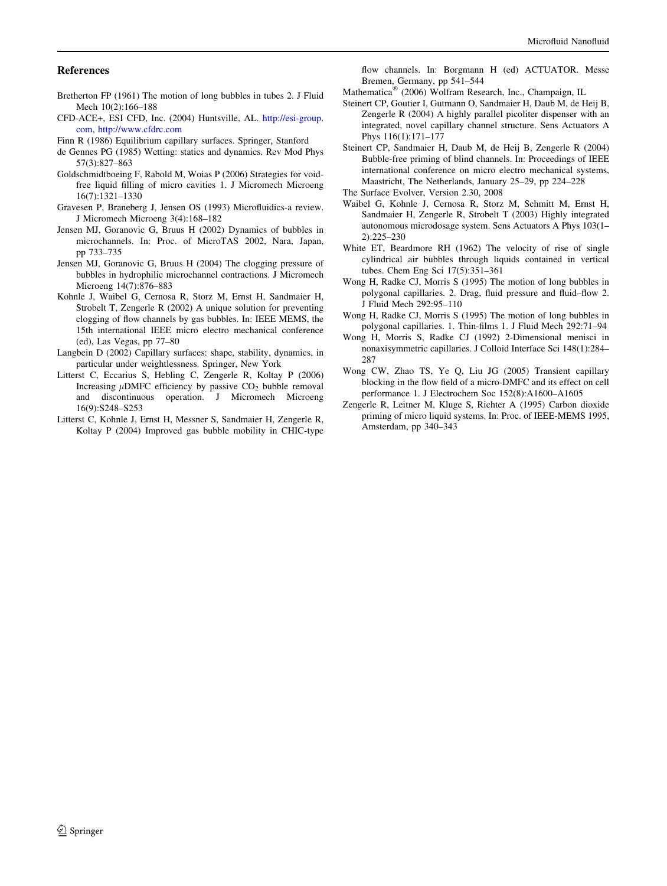## References

Bretherton FP (1961) The motion of long bubbles in tubes 2. J Fluid Mech 10(2):166–188

CFD-ACE+, ESI CFD, Inc. (2004) Huntsville, AL. http://esi-group.com, http://www.cfdrc.com

Finn R (1986) Equilibrium capillary surfaces. Springer, Stanford

de Gennes PG (1985) Wetting: statics and dynamics. Rev Mod Phys 57(3):827–863

Goldschmidtboeing F, Rabold M, Woias P (2006) Strategies for void-free liquid filling of micro cavities 1. J Micromech Microeng 16(7):1321–1330

Gravesen P, Braneberg J, Jensen OS (1993) Microfluidics-a review. J Micromech Microeng 3(4):168–182

Jensen MJ, Goranovic G, Bruus H (2002) Dynamics of bubbles in microchannels. In: Proc. of MicroTAS 2002, Nara, Japan, pp 733–735

Jensen MJ, Goranovic G, Bruus H (2004) The clogging pressure of bubbles in hydrophilic microchannel contractions. J Micromech Microeng 14(7):876–883

Kohnle J, Waibel G, Cernosa R, Storz M, Ernst H, Sandmaier H, Strobelt T, Zengerle R (2002) A unique solution for preventing clogging of flow channels by gas bubbles. In: IEEE MEMS, the 15th international IEEE micro electro mechanical conference (ed), Las Vegas, pp 77–80

Langbein D (2002) Capillary surfaces: shape, stability, dynamics, in particular under weightlessness. Springer, New York

Litterst C, Eccarius S, Hebling C, Zengerle R, Koltay P (2006) Increasing $\mu$DMFC efficiency by passive $CO_2$ bubble removal and discontinuous operation. J Micromech Microeng 16(9):S248–S253

Litterst C, Kohnle J, Ernst H, Messner S, Sandmaier H, Zengerle R, Koltay P (2004) Improved gas bubble mobility in CHIC-type flow channels. In: Borgmann H (ed) ACTUATOR. Messe Bremen, Germany, pp 541–544

Mathematica® (2006) Wolfram Research, Inc., Champaign, IL

Steinert CP, Goutier I, Gutmann O, Sandmaier H, Daub M, de Heij B, Zengerle R (2004) A highly parallel picoliter dispenser with an integrated, novel capillary channel structure. Sens Actuators A Phys 116(1):171–177

Steinert CP, Sandmaier H, Daub M, de Heij B, Zengerle R (2004) Bubble-free priming of blind channels. In: Proceedings of IEEE international conference on micro electro mechanical systems, Maastricht, The Netherlands, January 25–29, pp 224–228

The Surface Evolver, Version 2.30, 2008

Waibel G, Kohnle J, Cernosa R, Storz M, Schmitt M, Ernst H, Sandmaier H, Zengerle R, Strobelt T (2003) Highly integrated autonomous microdosage system. Sens Actuators A Phys 103(1–2):225–230

White ET, Beardmore RH (1962) The velocity of rise of single cylindrical air bubbles through liquids contained in vertical tubes. Chem Eng Sci 17(5):351–361

Wong H, Radke CJ, Morris S (1995) The motion of long bubbles in polygonal capillaries. 2. Drag, fluid pressure and fluid–flow 2. J Fluid Mech 292:95–110

Wong H, Radke CJ, Morris S (1995) The motion of long bubbles in polygonal capillaries. 1. Thin-films 1. J Fluid Mech 292:71–94

Wong H, Morris S, Radke CJ (1992) 2-Dimensional menisci in nonaxisymmetric capillaries. J Colloid Interface Sci 148(1):284–287

Wong CW, Zhao TS, Ye Q, Liu JG (2005) Transient capillary blocking in the flow field of a micro-DMFC and its effect on cell performance 1. J Electrochem Soc 152(8):A1600–A1605

Zengerle R, Leitner M, Kluge S, Richter A (1995) Carbon dioxide priming of micro liquid systems. In: Proc. of IEEE-MEMS 1995, Amsterdam, pp 340–343